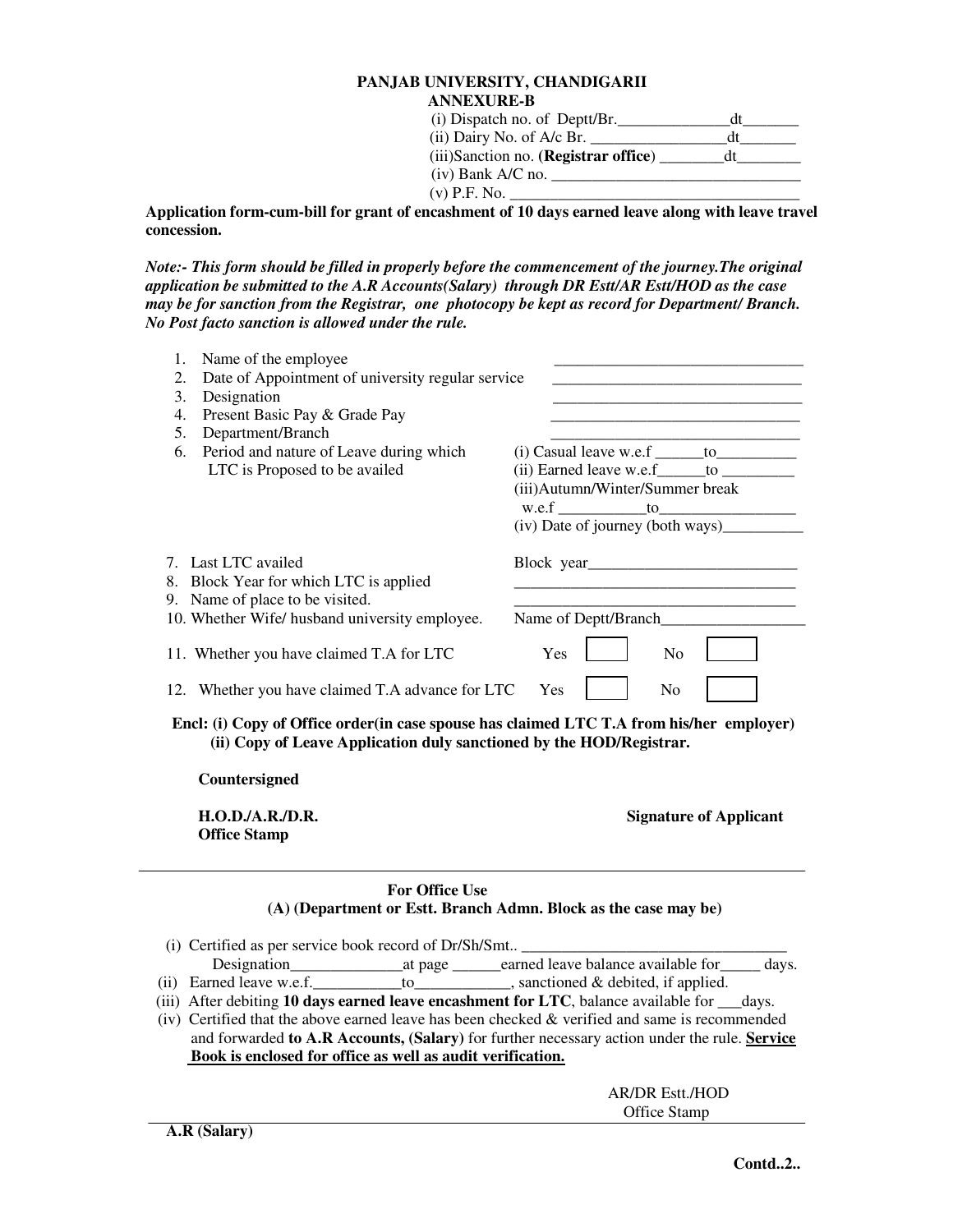# PANJAB UNIVERSITY, CHANDIGARII

## ANNEXURE-B

(i) Dispatch no. of Deptt/Br.______________dt_______
(ii) Dairy No. of A/c Br. ________________dt_______
(iii)Sanction no. (**Registrar office**) ________dt________
(iv) Bank A/C no. _______________________________
(v) P.F. No. ____________________________________

**Application form-cum-bill for grant of encashment of 10 days earned leave along with leave travel concession.**

***Note:- This form should be filled in properly before the commencement of the journey.The original application be submitted to the A.R Accounts(Salary) through DR Estt/AR Estt/HOD as the case may be for sanction from the Registrar, one photocopy be kept as record for Department/ Branch. No Post facto sanction is allowed under the rule.***

1. Name of the employee ________________________________
2. Date of Appointment of university regular service ________________________________
3. Designation ________________________________
4. Present Basic Pay & Grade Pay ________________________________
5. Department/Branch ________________________________
6. Period and nature of Leave during which LTC is Proposed to be availed
   (i) Casual leave w.e.f ______to__________
   (ii) Earned leave w.e.f______to _________
   (iii)Autumn/Winter/Summer break w.e.f ___________to_________________
   (iv) Date of journey (both ways)__________
7. Last LTC availed — Block year__________________________
8. Block Year for which LTC is applied ____________________________________
9. Name of place to be visited. ____________________________________
10. Whether Wife/ husband university employee. — Name of Deptt/Branch__________________
11. Whether you have claimed T.A for LTC — Yes ☐ No ☐
12. Whether you have claimed T.A advance for LTC — Yes ☐ No ☐

**Encl: (i) Copy of Office order(in case spouse has claimed LTC T.A from his/her employer)**
**(ii) Copy of Leave Application duly sanctioned by the HOD/Registrar.**

**Countersigned**

**H.O.D./A.R./D.R.**
**Office Stamp**

**Signature of Applicant**

---

### For Office Use

### (A) (Department or Estt. Branch Admn. Block as the case may be)

(i) Certified as per service book record of Dr/Sh/Smt.. _________________________________
Designation______________at page ______earned leave balance available for_____ days.
(ii) Earned leave w.e.f.___________to____________, sanctioned & debited, if applied.
(iii) After debiting **10 days earned leave encashment for LTC**, balance available for ___days.
(iv) Certified that the above earned leave has been checked & verified and same is recommended and forwarded **to A.R Accounts, (Salary)** for further necessary action under the rule. **Service Book is enclosed for office as well as audit verification.**

AR/DR Estt./HOD
Office Stamp

---

**A.R (Salary)**

**Contd..2..**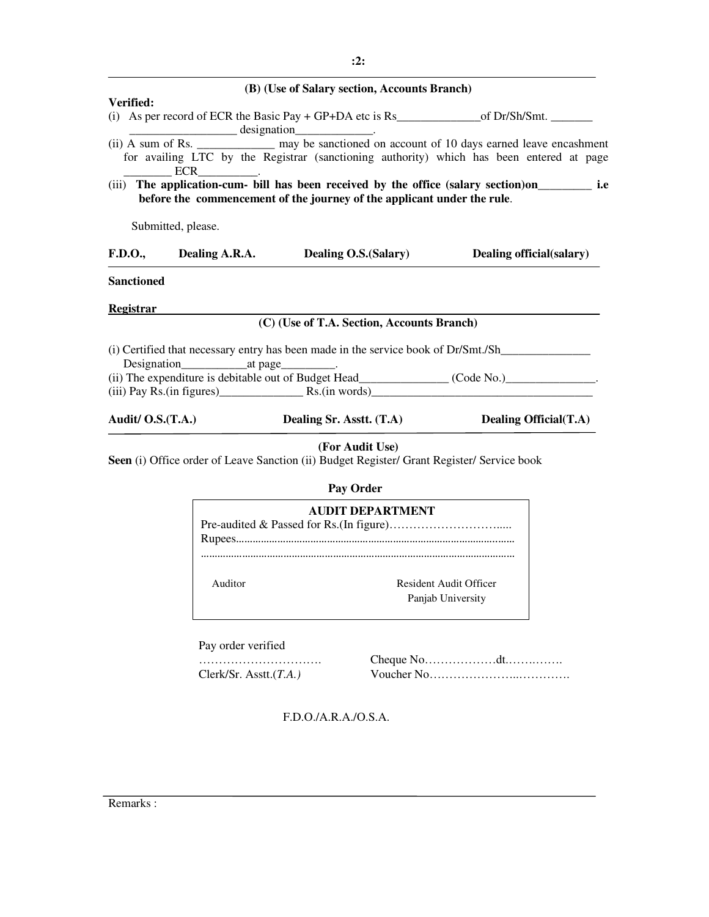**(B) (Use of Salary section, Accounts Branch)**

**Verified:**

(i) As per record of ECR the Basic Pay + GP+DA etc is Rs______________of Dr/Sh/Smt. _______ __________________ designation_____________.

(ii) A sum of Rs. _____________ may be sanctioned on account of 10 days earned leave encashment for availing LTC by the Registrar (sanctioning authority) which has been entered at page ________ ECR__________.

(iii) **The application-cum- bill has been received by the office (salary section)on_________ i.e before the commencement of the journey of the applicant under the rule**.

Submitted, please.

**F.D.O., Dealing A.R.A. Dealing O.S.(Salary) Dealing official(salary)**

**Sanctioned**

**Registrar**

**(C) (Use of T.A. Section, Accounts Branch)**

(i) Certified that necessary entry has been made in the service book of Dr/Smt./Sh_______________ Designation___________at page_________.

(ii) The expenditure is debitable out of Budget Head_______________ (Code No.)_______________.

(iii) Pay Rs.(in figures)______________ Rs.(in words)______________________________________

**Audit/ O.S.(T.A.) Dealing Sr. Asstt. (T.A) Dealing Official(T.A)**

**(For Audit Use)**

**Seen** (i) Office order of Leave Sanction (ii) Budget Register/ Grant Register/ Service book

**Pay Order**

**AUDIT DEPARTMENT**

Pre-audited & Passed for Rs.(In figure)…………………………....

Rupees..................................................................................................

...............................................................................................................

Auditor

Resident Audit Officer
Panjab University

Pay order verified

………………………….
Clerk/Sr. Asstt.(*T.A.)*

Cheque No………………dt.…….…….
Voucher No………………...………….

F.D.O./A.R.A./O.S.A.

Remarks :